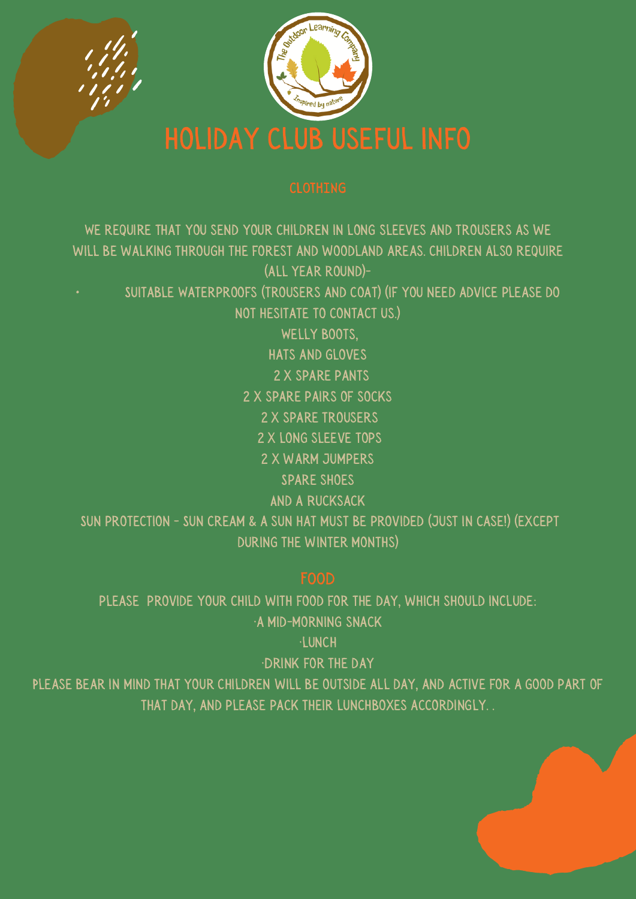# HOLIDAY CLUB USEFUL INFO

## CLOTHING

WE REQUIRE THAT YOU SEND YOUR CHILDREN IN LONG SLEEVES AND TROUSERS AS WE WILL BE WALKING THROUGH THE FOREST AND WOODLAND AREAS. CHILDREN ALSO REQUIRE (ALL YEAR ROUND)-

- SUITABLE WATERPROOFS (TROUSERS AND COAT) (IF YOU NEED ADVICE PLEASE DO NOT HESITATE TO CONTACT US.)
- WELLY BOOTS,
- HATS AND GLOVES
- 2 X SPARE PANTS
- 2 X SPARE PAIRS OF SOCKS
- 2 X SPARE TROUSERS
- 2 X LONG SLEEVE TOPS
- 2 X WARM JUMPERS
- SPARE SHOES
- AND A RUCKSACK

SUN PROTECTION - SUN CREAM & A SUN HAT MUST BE PROVIDED (JUST IN CASE!) (EXCEPT DURING THE WINTER MONTHS)

## FOOD

PLEASE PROVIDE YOUR CHILD WITH FOOD FOR THE DAY, WHICH SHOULD INCLUDE:

- A MID-MORNING SNACK
- LUNCH
- DRINK FOR THE DAY

PLEASE BEAR IN MIND THAT YOUR CHILDREN WILL BE OUTSIDE ALL DAY, AND ACTIVE FOR A GOOD PART OF THAT DAY, AND PLEASE PACK THEIR LUNCHBOXES ACCORDINGLY. .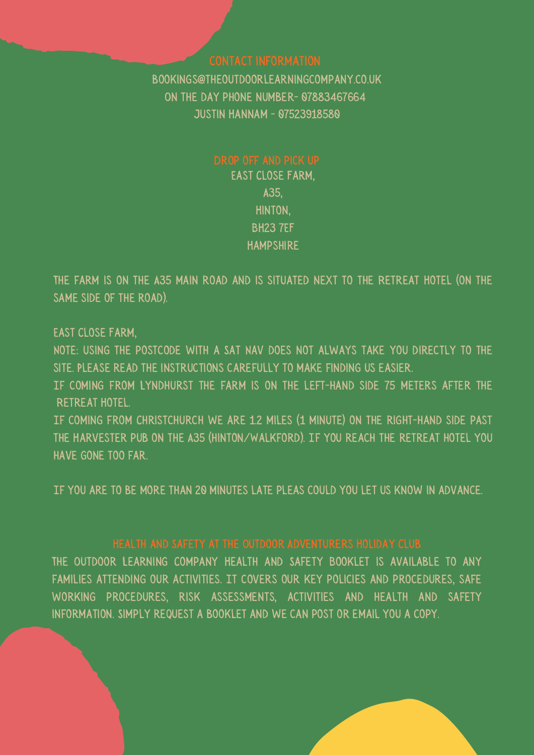## CONTACT INFORMATION

BOOKINGS@THEOUTDOORLEARNINGCOMPANY.CO.UK
ON THE DAY PHONE NUMBER- 07883467664
JUSTIN HANNAM - 07523918580

## DROP OFF AND PICK UP

EAST CLOSE FARM,
A35,
HINTON,
BH23 7EF
HAMPSHIRE

THE FARM IS ON THE A35 MAIN ROAD AND IS SITUATED NEXT TO THE RETREAT HOTEL (ON THE SAME SIDE OF THE ROAD).

EAST CLOSE FARM,
NOTE: USING THE POSTCODE WITH A SAT NAV DOES NOT ALWAYS TAKE YOU DIRECTLY TO THE SITE. PLEASE READ THE INSTRUCTIONS CAREFULLY TO MAKE FINDING US EASIER.
IF COMING FROM LYNDHURST THE FARM IS ON THE LEFT-HAND SIDE 75 METERS AFTER THE RETREAT HOTEL.
IF COMING FROM CHRISTCHURCH WE ARE 1.2 MILES (1 MINUTE) ON THE RIGHT-HAND SIDE PAST THE HARVESTER PUB ON THE A35 (HINTON/WALKFORD). IF YOU REACH THE RETREAT HOTEL YOU HAVE GONE TOO FAR.

IF YOU ARE TO BE MORE THAN 20 MINUTES LATE PLEAS COULD YOU LET US KNOW IN ADVANCE.

## HEALTH AND SAFETY AT THE OUTDOOR ADVENTURERS HOLIDAY CLUB

THE OUTDOOR LEARNING COMPANY HEALTH AND SAFETY BOOKLET IS AVAILABLE TO ANY FAMILIES ATTENDING OUR ACTIVITIES. IT COVERS OUR KEY POLICIES AND PROCEDURES, SAFE WORKING PROCEDURES, RISK ASSESSMENTS, ACTIVITIES AND HEALTH AND SAFETY INFORMATION. SIMPLY REQUEST A BOOKLET AND WE CAN POST OR EMAIL YOU A COPY.